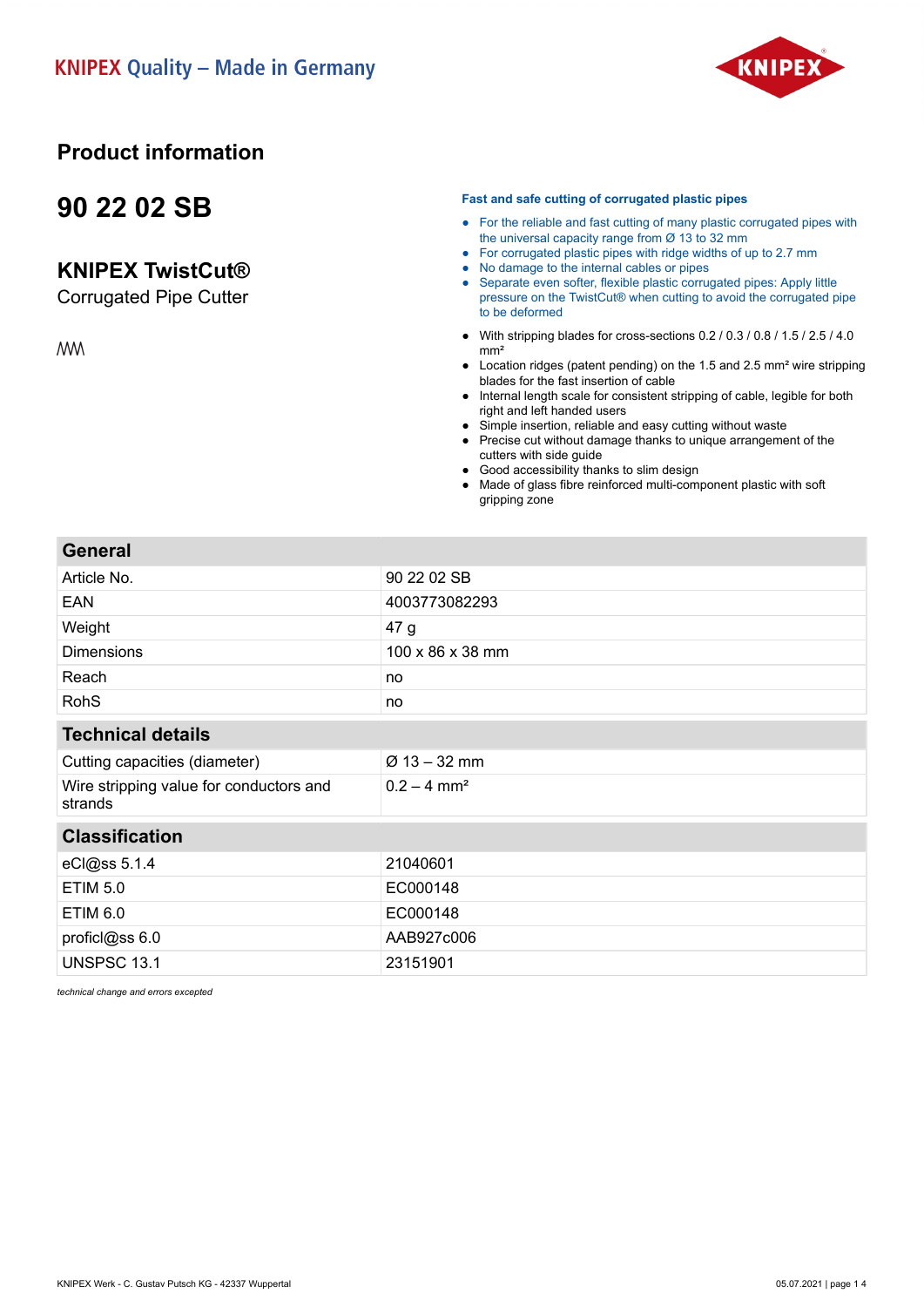KNIPEX Quality – Made in Germany

# Product information

## 90 22 02 SB

### KNIPEX TwistCut®

Corrugated Pipe Cutter

**Fast and safe cutting of corrugated plastic pipes**

- For the reliable and fast cutting of many plastic corrugated pipes with the universal capacity range from Ø 13 to 32 mm
- For corrugated plastic pipes with ridge widths of up to 2.7 mm
- No damage to the internal cables or pipes
- Separate even softer, flexible plastic corrugated pipes: Apply little pressure on the TwistCut® when cutting to avoid the corrugated pipe to be deformed

- With stripping blades for cross-sections 0.2 / 0.3 / 0.8 / 1.5 / 2.5 / 4.0 mm²
- Location ridges (patent pending) on the 1.5 and 2.5 mm² wire stripping blades for the fast insertion of cable
- Internal length scale for consistent stripping of cable, legible for both right and left handed users
- Simple insertion, reliable and easy cutting without waste
- Precise cut without damage thanks to unique arrangement of the cutters with side guide
- Good accessibility thanks to slim design
- Made of glass fibre reinforced multi-component plastic with soft gripping zone

| General | |
|---|---|
| Article No. | 90 22 02 SB |
| EAN | 4003773082293 |
| Weight | 47 g |
| Dimensions | 100 x 86 x 38 mm |
| Reach | no |
| RohS | no |

| Technical details | |
|---|---|
| Cutting capacities (diameter) | Ø 13 – 32 mm |
| Wire stripping value for conductors and strands | 0.2 – 4 mm² |

| Classification | |
|---|---|
| eCl@ss 5.1.4 | 21040601 |
| ETIM 5.0 | EC000148 |
| ETIM 6.0 | EC000148 |
| proficl@ss 6.0 | AAB927c006 |
| UNSPSC 13.1 | 23151901 |

*technical change and errors excepted*

KNIPEX Werk - C. Gustav Putsch KG - 42337 Wuppertal

05.07.2021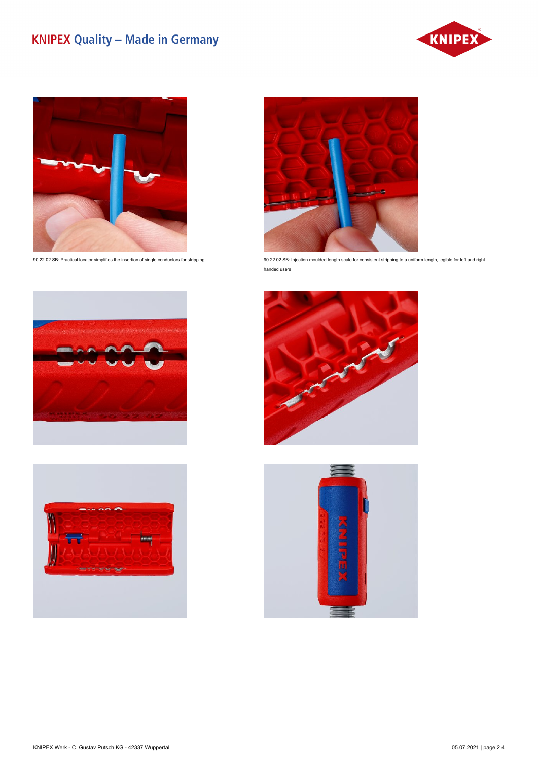90 22 02 SB: Practical locator simplifies the insertion of single conductors for stripping

90 22 02 SB: Injection moulded length scale for consistent stripping to a uniform length, legible for left and right handed users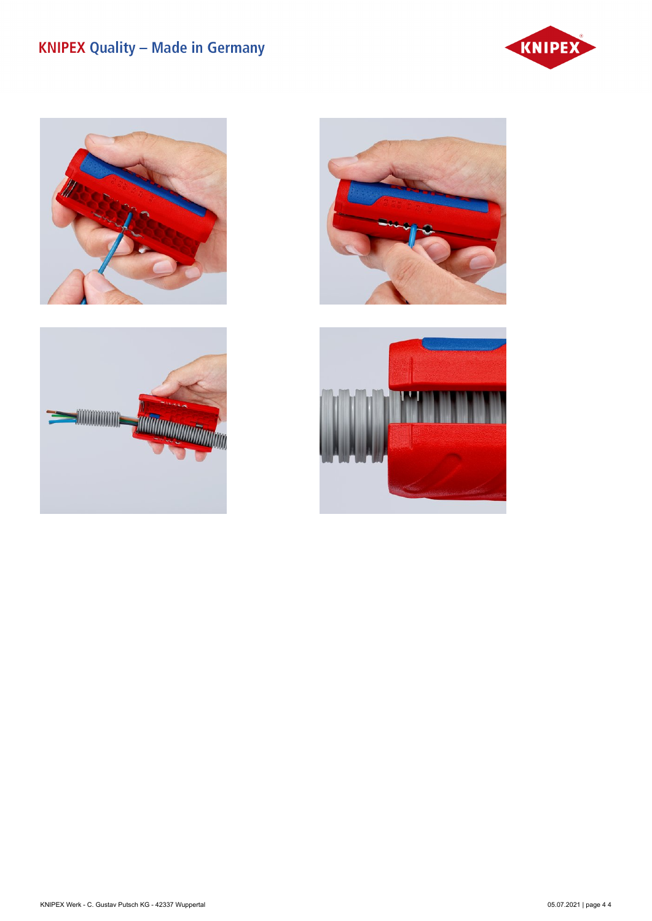# KNIPEX Quality – Made in Germany